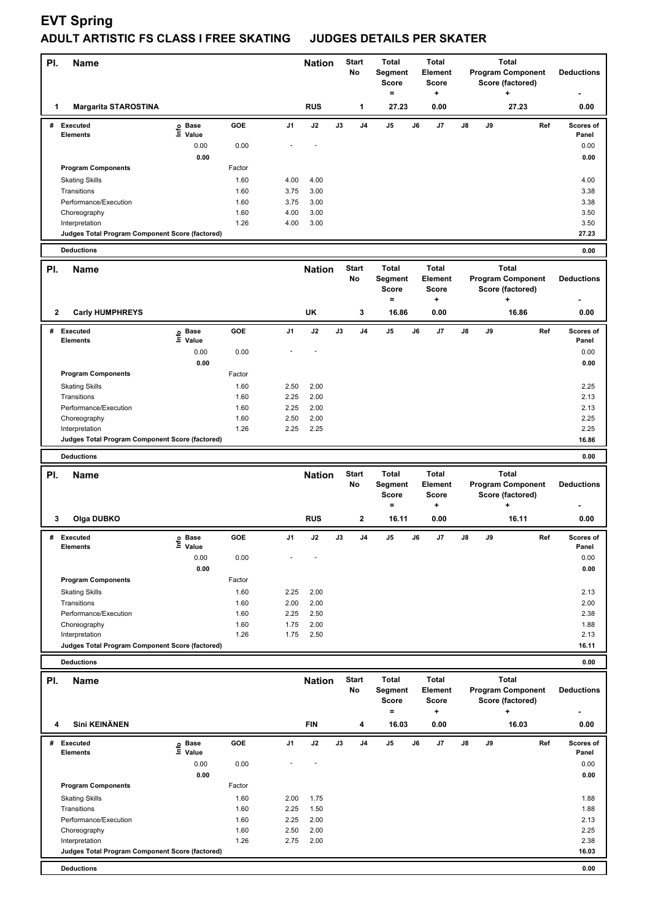# EVT Spring

## ADULT ARTISTIC FS CLASS I FREE SKATING JUDGES DETAILS PER SKATER

| Pl. | Name | Nation | Start No | Total Segment Score = | Total Element Score + | Total Program Component Score (factored) + | Deductions - |
|---|---|---|---|---|---|---|---|
| 1 | Margarita STAROSTINA | RUS | 1 | 27.23 | 0.00 | 27.23 | 0.00 |

| # | Executed Elements | Info | Base Value | GOE | J1 | J2 | J3 | J4 | J5 | J6 | J7 | J8 | J9 | Ref | Scores of Panel |
|---|---|---|---|---|---|---|---|---|---|---|---|---|---|---|---|
| | | | 0.00 | 0.00 | - | - | | | | | | | | | 0.00 |
| | | | 0.00 | | | | | | | | | | | | 0.00 |
| | Program Components | | | Factor | | | | | | | | | | | |
| | Skating Skills | | | 1.60 | 4.00 | 4.00 | | | | | | | | | 4.00 |
| | Transitions | | | 1.60 | 3.75 | 3.00 | | | | | | | | | 3.38 |
| | Performance/Execution | | | 1.60 | 3.75 | 3.00 | | | | | | | | | 3.38 |
| | Choreography | | | 1.60 | 4.00 | 3.00 | | | | | | | | | 3.50 |
| | Interpretation | | | 1.26 | 4.00 | 3.00 | | | | | | | | | 3.50 |
| | Judges Total Program Component Score (factored) | | | | | | | | | | | | | | 27.23 |
| | Deductions | | | | | | | | | | | | | | 0.00 |

| Pl. | Name | Nation | Start No | Total Segment Score = | Total Element Score + | Total Program Component Score (factored) + | Deductions - |
|---|---|---|---|---|---|---|---|
| 2 | Carly HUMPHREYS | UK | 3 | 16.86 | 0.00 | 16.86 | 0.00 |

| # | Executed Elements | Info | Base Value | GOE | J1 | J2 | J3 | J4 | J5 | J6 | J7 | J8 | J9 | Ref | Scores of Panel |
|---|---|---|---|---|---|---|---|---|---|---|---|---|---|---|---|
| | | | 0.00 | 0.00 | - | - | | | | | | | | | 0.00 |
| | | | 0.00 | | | | | | | | | | | | 0.00 |
| | Program Components | | | Factor | | | | | | | | | | | |
| | Skating Skills | | | 1.60 | 2.50 | 2.00 | | | | | | | | | 2.25 |
| | Transitions | | | 1.60 | 2.25 | 2.00 | | | | | | | | | 2.13 |
| | Performance/Execution | | | 1.60 | 2.25 | 2.00 | | | | | | | | | 2.13 |
| | Choreography | | | 1.60 | 2.50 | 2.00 | | | | | | | | | 2.25 |
| | Interpretation | | | 1.26 | 2.25 | 2.25 | | | | | | | | | 2.25 |
| | Judges Total Program Component Score (factored) | | | | | | | | | | | | | | 16.86 |
| | Deductions | | | | | | | | | | | | | | 0.00 |

| Pl. | Name | Nation | Start No | Total Segment Score = | Total Element Score + | Total Program Component Score (factored) + | Deductions - |
|---|---|---|---|---|---|---|---|
| 3 | Olga DUBKO | RUS | 2 | 16.11 | 0.00 | 16.11 | 0.00 |

| # | Executed Elements | Info | Base Value | GOE | J1 | J2 | J3 | J4 | J5 | J6 | J7 | J8 | J9 | Ref | Scores of Panel |
|---|---|---|---|---|---|---|---|---|---|---|---|---|---|---|---|
| | | | 0.00 | 0.00 | - | - | | | | | | | | | 0.00 |
| | | | 0.00 | | | | | | | | | | | | 0.00 |
| | Program Components | | | Factor | | | | | | | | | | | |
| | Skating Skills | | | 1.60 | 2.25 | 2.00 | | | | | | | | | 2.13 |
| | Transitions | | | 1.60 | 2.00 | 2.00 | | | | | | | | | 2.00 |
| | Performance/Execution | | | 1.60 | 2.25 | 2.50 | | | | | | | | | 2.38 |
| | Choreography | | | 1.60 | 1.75 | 2.00 | | | | | | | | | 1.88 |
| | Interpretation | | | 1.26 | 1.75 | 2.50 | | | | | | | | | 2.13 |
| | Judges Total Program Component Score (factored) | | | | | | | | | | | | | | 16.11 |
| | Deductions | | | | | | | | | | | | | | 0.00 |

| Pl. | Name | Nation | Start No | Total Segment Score = | Total Element Score + | Total Program Component Score (factored) + | Deductions - |
|---|---|---|---|---|---|---|---|
| 4 | Sini KEINÄNEN | FIN | 4 | 16.03 | 0.00 | 16.03 | 0.00 |

| # | Executed Elements | Info | Base Value | GOE | J1 | J2 | J3 | J4 | J5 | J6 | J7 | J8 | J9 | Ref | Scores of Panel |
|---|---|---|---|---|---|---|---|---|---|---|---|---|---|---|---|
| | | | 0.00 | 0.00 | - | - | | | | | | | | | 0.00 |
| | | | 0.00 | | | | | | | | | | | | 0.00 |
| | Program Components | | | Factor | | | | | | | | | | | |
| | Skating Skills | | | 1.60 | 2.00 | 1.75 | | | | | | | | | 1.88 |
| | Transitions | | | 1.60 | 2.25 | 1.50 | | | | | | | | | 1.88 |
| | Performance/Execution | | | 1.60 | 2.25 | 2.00 | | | | | | | | | 2.13 |
| | Choreography | | | 1.60 | 2.50 | 2.00 | | | | | | | | | 2.25 |
| | Interpretation | | | 1.26 | 2.75 | 2.00 | | | | | | | | | 2.38 |
| | Judges Total Program Component Score (factored) | | | | | | | | | | | | | | 16.03 |
| | Deductions | | | | | | | | | | | | | | 0.00 |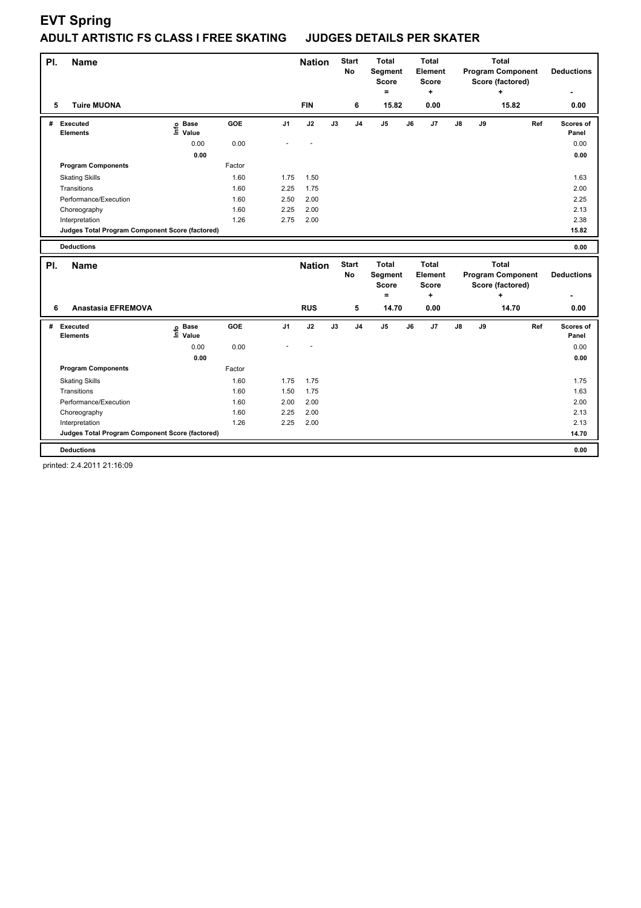# EVT Spring

## ADULT ARTISTIC FS CLASS I FREE SKATING JUDGES DETAILS PER SKATER

| Pl. | Name | Nation | Start No | Total Segment Score = | Total Element Score + | Total Program Component Score (factored) + | Deductions - |
|---|---|---|---|---|---|---|---|
| 5 | **Tuire MUONA** | FIN | 6 | 15.82 | 0.00 | 15.82 | 0.00 |

| # | Executed Elements | Info | Base Value | GOE | J1 | J2 | J3 | J4 | J5 | J6 | J7 | J8 | J9 | Ref | Scores of Panel |
|---|---|---|---|---|---|---|---|---|---|---|---|---|---|---|---|
| | | | 0.00 | 0.00 | - | - | | | | | | | | | 0.00 |
| | | | 0.00 | | | | | | | | | | | | 0.00 |
| | **Program Components** | | | Factor | | | | | | | | | | | |
| | Skating Skills | | | 1.60 | 1.75 | 1.50 | | | | | | | | | 1.63 |
| | Transitions | | | 1.60 | 2.25 | 1.75 | | | | | | | | | 2.00 |
| | Performance/Execution | | | 1.60 | 2.50 | 2.00 | | | | | | | | | 2.25 |
| | Choreography | | | 1.60 | 2.25 | 2.00 | | | | | | | | | 2.13 |
| | Interpretation | | | 1.26 | 2.75 | 2.00 | | | | | | | | | 2.38 |
| | **Judges Total Program Component Score (factored)** | | | | | | | | | | | | | | 15.82 |
| | **Deductions** | | | | | | | | | | | | | | 0.00 |

| Pl. | Name | Nation | Start No | Total Segment Score = | Total Element Score + | Total Program Component Score (factored) + | Deductions - |
|---|---|---|---|---|---|---|---|
| 6 | **Anastasia EFREMOVA** | RUS | 5 | 14.70 | 0.00 | 14.70 | 0.00 |

| # | Executed Elements | Info | Base Value | GOE | J1 | J2 | J3 | J4 | J5 | J6 | J7 | J8 | J9 | Ref | Scores of Panel |
|---|---|---|---|---|---|---|---|---|---|---|---|---|---|---|---|
| | | | 0.00 | 0.00 | - | - | | | | | | | | | 0.00 |
| | | | 0.00 | | | | | | | | | | | | 0.00 |
| | **Program Components** | | | Factor | | | | | | | | | | | |
| | Skating Skills | | | 1.60 | 1.75 | 1.75 | | | | | | | | | 1.75 |
| | Transitions | | | 1.60 | 1.50 | 1.75 | | | | | | | | | 1.63 |
| | Performance/Execution | | | 1.60 | 2.00 | 2.00 | | | | | | | | | 2.00 |
| | Choreography | | | 1.60 | 2.25 | 2.00 | | | | | | | | | 2.13 |
| | Interpretation | | | 1.26 | 2.25 | 2.00 | | | | | | | | | 2.13 |
| | **Judges Total Program Component Score (factored)** | | | | | | | | | | | | | | 14.70 |
| | **Deductions** | | | | | | | | | | | | | | 0.00 |

printed: 2.4.2011 21:16:09